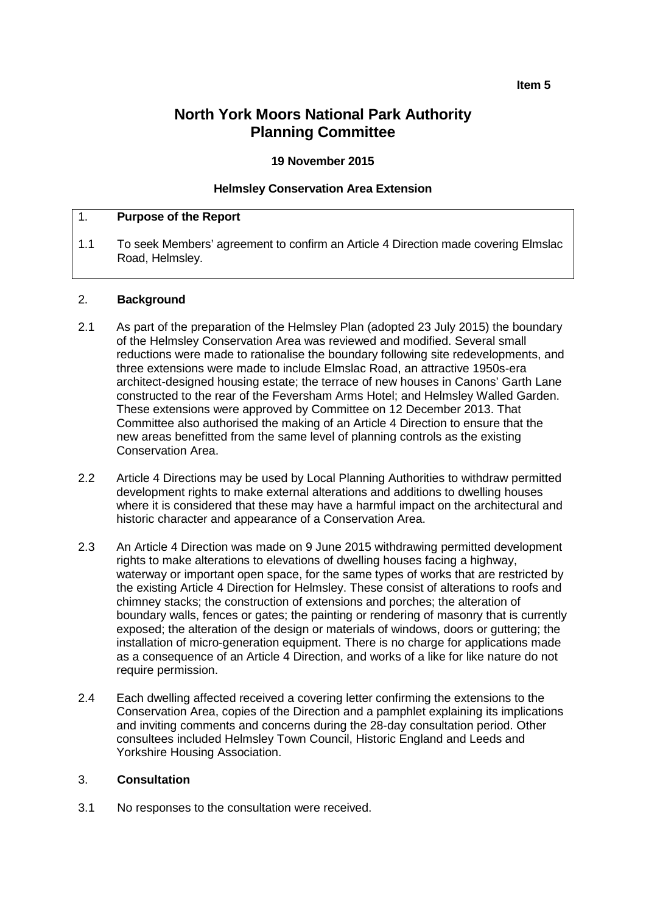**Item 5**

# North York Moors National Park Authority Planning Committee

**19 November 2015**

**Helmsley Conservation Area Extension**

## 1. Purpose of the Report

1.1 To seek Members' agreement to confirm an Article 4 Direction made covering Elmslac Road, Helmsley.

## 2. Background

2.1 As part of the preparation of the Helmsley Plan (adopted 23 July 2015) the boundary of the Helmsley Conservation Area was reviewed and modified. Several small reductions were made to rationalise the boundary following site redevelopments, and three extensions were made to include Elmslac Road, an attractive 1950s-era architect-designed housing estate; the terrace of new houses in Canons' Garth Lane constructed to the rear of the Feversham Arms Hotel; and Helmsley Walled Garden. These extensions were approved by Committee on 12 December 2013. That Committee also authorised the making of an Article 4 Direction to ensure that the new areas benefitted from the same level of planning controls as the existing Conservation Area.

2.2 Article 4 Directions may be used by Local Planning Authorities to withdraw permitted development rights to make external alterations and additions to dwelling houses where it is considered that these may have a harmful impact on the architectural and historic character and appearance of a Conservation Area.

2.3 An Article 4 Direction was made on 9 June 2015 withdrawing permitted development rights to make alterations to elevations of dwelling houses facing a highway, waterway or important open space, for the same types of works that are restricted by the existing Article 4 Direction for Helmsley. These consist of alterations to roofs and chimney stacks; the construction of extensions and porches; the alteration of boundary walls, fences or gates; the painting or rendering of masonry that is currently exposed; the alteration of the design or materials of windows, doors or guttering; the installation of micro-generation equipment. There is no charge for applications made as a consequence of an Article 4 Direction, and works of a like for like nature do not require permission.

2.4 Each dwelling affected received a covering letter confirming the extensions to the Conservation Area, copies of the Direction and a pamphlet explaining its implications and inviting comments and concerns during the 28-day consultation period. Other consultees included Helmsley Town Council, Historic England and Leeds and Yorkshire Housing Association.

## 3. Consultation

3.1 No responses to the consultation were received.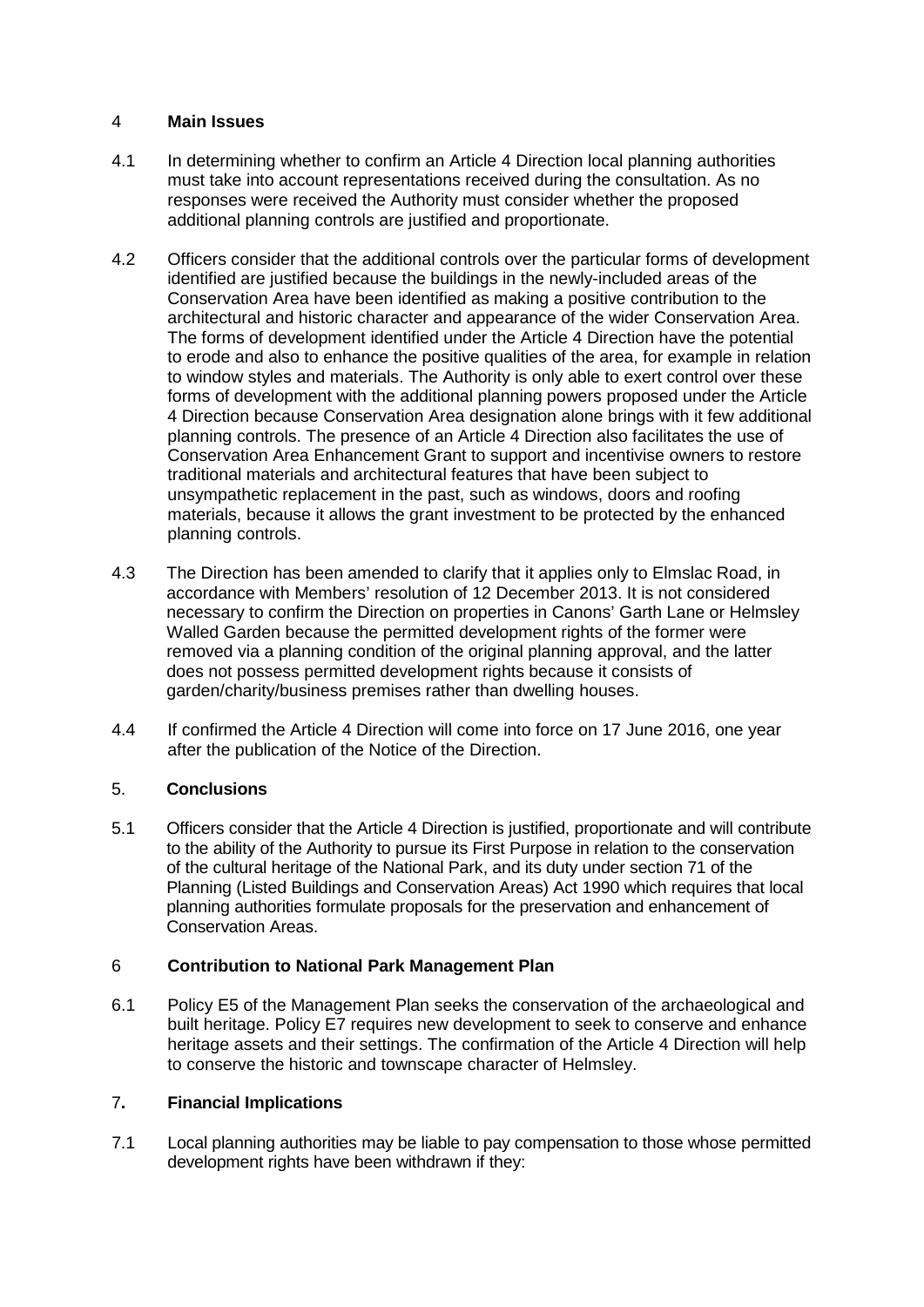## 4 **Main Issues**

4.1 In determining whether to confirm an Article 4 Direction local planning authorities must take into account representations received during the consultation. As no responses were received the Authority must consider whether the proposed additional planning controls are justified and proportionate.

4.2 Officers consider that the additional controls over the particular forms of development identified are justified because the buildings in the newly-included areas of the Conservation Area have been identified as making a positive contribution to the architectural and historic character and appearance of the wider Conservation Area. The forms of development identified under the Article 4 Direction have the potential to erode and also to enhance the positive qualities of the area, for example in relation to window styles and materials. The Authority is only able to exert control over these forms of development with the additional planning powers proposed under the Article 4 Direction because Conservation Area designation alone brings with it few additional planning controls. The presence of an Article 4 Direction also facilitates the use of Conservation Area Enhancement Grant to support and incentivise owners to restore traditional materials and architectural features that have been subject to unsympathetic replacement in the past, such as windows, doors and roofing materials, because it allows the grant investment to be protected by the enhanced planning controls.

4.3 The Direction has been amended to clarify that it applies only to Elmslac Road, in accordance with Members' resolution of 12 December 2013. It is not considered necessary to confirm the Direction on properties in Canons' Garth Lane or Helmsley Walled Garden because the permitted development rights of the former were removed via a planning condition of the original planning approval, and the latter does not possess permitted development rights because it consists of garden/charity/business premises rather than dwelling houses.

4.4 If confirmed the Article 4 Direction will come into force on 17 June 2016, one year after the publication of the Notice of the Direction.

## 5. **Conclusions**

5.1 Officers consider that the Article 4 Direction is justified, proportionate and will contribute to the ability of the Authority to pursue its First Purpose in relation to the conservation of the cultural heritage of the National Park, and its duty under section 71 of the Planning (Listed Buildings and Conservation Areas) Act 1990 which requires that local planning authorities formulate proposals for the preservation and enhancement of Conservation Areas.

## 6 **Contribution to National Park Management Plan**

6.1 Policy E5 of the Management Plan seeks the conservation of the archaeological and built heritage. Policy E7 requires new development to seek to conserve and enhance heritage assets and their settings. The confirmation of the Article 4 Direction will help to conserve the historic and townscape character of Helmsley.

## 7**. Financial Implications**

7.1 Local planning authorities may be liable to pay compensation to those whose permitted development rights have been withdrawn if they: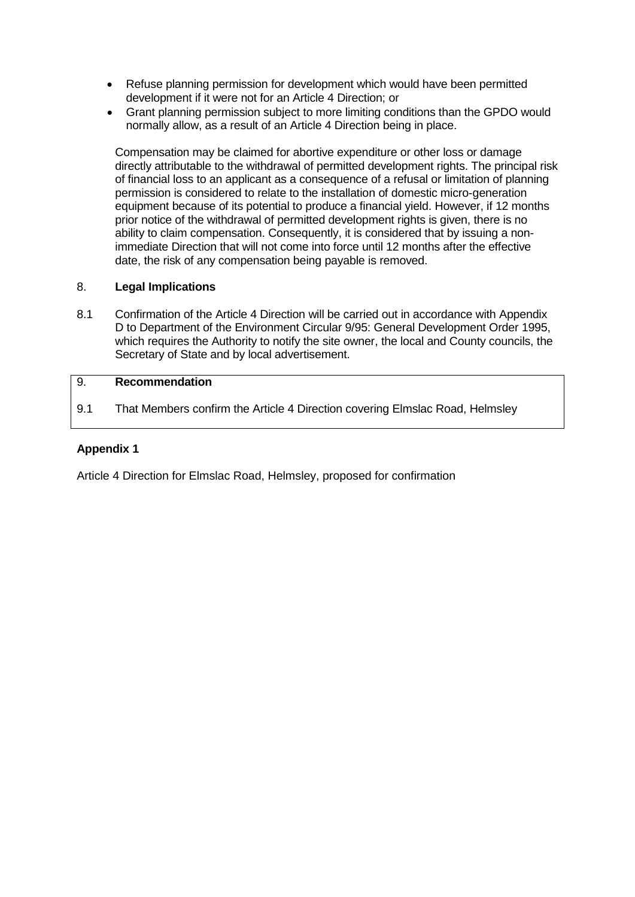- Refuse planning permission for development which would have been permitted development if it were not for an Article 4 Direction; or
- Grant planning permission subject to more limiting conditions than the GPDO would normally allow, as a result of an Article 4 Direction being in place.

Compensation may be claimed for abortive expenditure or other loss or damage directly attributable to the withdrawal of permitted development rights. The principal risk of financial loss to an applicant as a consequence of a refusal or limitation of planning permission is considered to relate to the installation of domestic micro-generation equipment because of its potential to produce a financial yield. However, if 12 months prior notice of the withdrawal of permitted development rights is given, there is no ability to claim compensation. Consequently, it is considered that by issuing a non-immediate Direction that will not come into force until 12 months after the effective date, the risk of any compensation being payable is removed.

## 8. **Legal Implications**

8.1 Confirmation of the Article 4 Direction will be carried out in accordance with Appendix D to Department of the Environment Circular 9/95: General Development Order 1995, which requires the Authority to notify the site owner, the local and County councils, the Secretary of State and by local advertisement.

## 9. **Recommendation**

9.1 That Members confirm the Article 4 Direction covering Elmslac Road, Helmsley

**Appendix 1**

Article 4 Direction for Elmslac Road, Helmsley, proposed for confirmation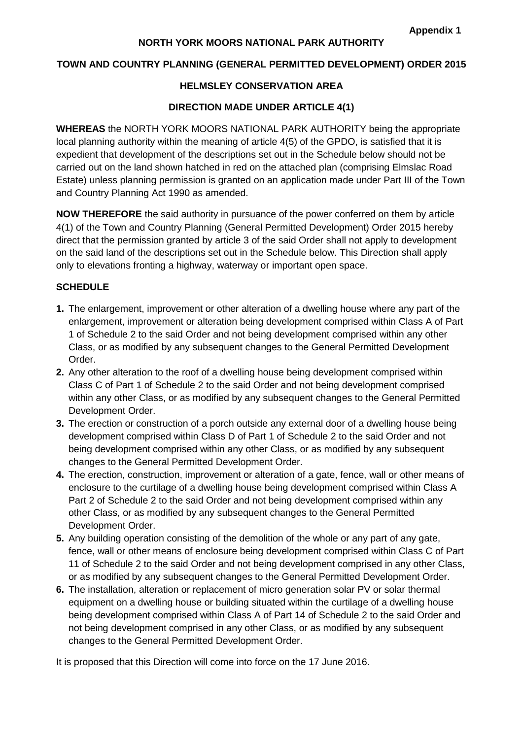**Appendix 1**

**NORTH YORK MOORS NATIONAL PARK AUTHORITY**

**TOWN AND COUNTRY PLANNING (GENERAL PERMITTED DEVELOPMENT) ORDER 2015**

**HELMSLEY CONSERVATION AREA**

**DIRECTION MADE UNDER ARTICLE 4(1)**

**WHEREAS** the NORTH YORK MOORS NATIONAL PARK AUTHORITY being the appropriate local planning authority within the meaning of article 4(5) of the GPDO, is satisfied that it is expedient that development of the descriptions set out in the Schedule below should not be carried out on the land shown hatched in red on the attached plan (comprising Elmslac Road Estate) unless planning permission is granted on an application made under Part III of the Town and Country Planning Act 1990 as amended.

**NOW THEREFORE** the said authority in pursuance of the power conferred on them by article 4(1) of the Town and Country Planning (General Permitted Development) Order 2015 hereby direct that the permission granted by article 3 of the said Order shall not apply to development on the said land of the descriptions set out in the Schedule below. This Direction shall apply only to elevations fronting a highway, waterway or important open space.

**SCHEDULE**

1. The enlargement, improvement or other alteration of a dwelling house where any part of the enlargement, improvement or alteration being development comprised within Class A of Part 1 of Schedule 2 to the said Order and not being development comprised within any other Class, or as modified by any subsequent changes to the General Permitted Development Order.
2. Any other alteration to the roof of a dwelling house being development comprised within Class C of Part 1 of Schedule 2 to the said Order and not being development comprised within any other Class, or as modified by any subsequent changes to the General Permitted Development Order.
3. The erection or construction of a porch outside any external door of a dwelling house being development comprised within Class D of Part 1 of Schedule 2 to the said Order and not being development comprised within any other Class, or as modified by any subsequent changes to the General Permitted Development Order.
4. The erection, construction, improvement or alteration of a gate, fence, wall or other means of enclosure to the curtilage of a dwelling house being development comprised within Class A Part 2 of Schedule 2 to the said Order and not being development comprised within any other Class, or as modified by any subsequent changes to the General Permitted Development Order.
5. Any building operation consisting of the demolition of the whole or any part of any gate, fence, wall or other means of enclosure being development comprised within Class C of Part 11 of Schedule 2 to the said Order and not being development comprised in any other Class, or as modified by any subsequent changes to the General Permitted Development Order.
6. The installation, alteration or replacement of micro generation solar PV or solar thermal equipment on a dwelling house or building situated within the curtilage of a dwelling house being development comprised within Class A of Part 14 of Schedule 2 to the said Order and not being development comprised in any other Class, or as modified by any subsequent changes to the General Permitted Development Order.

It is proposed that this Direction will come into force on the 17 June 2016.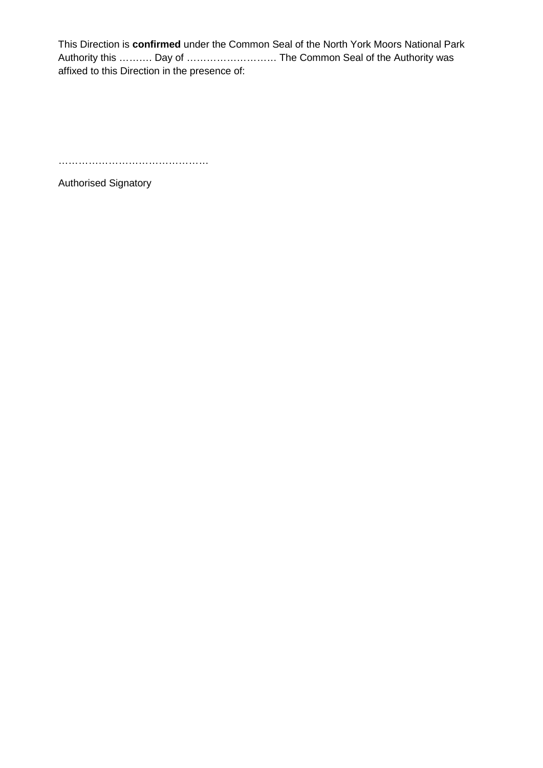This Direction is **confirmed** under the Common Seal of the North York Moors National Park Authority this ………. Day of ……………………… The Common Seal of the Authority was affixed to this Direction in the presence of:

………………………………………

Authorised Signatory